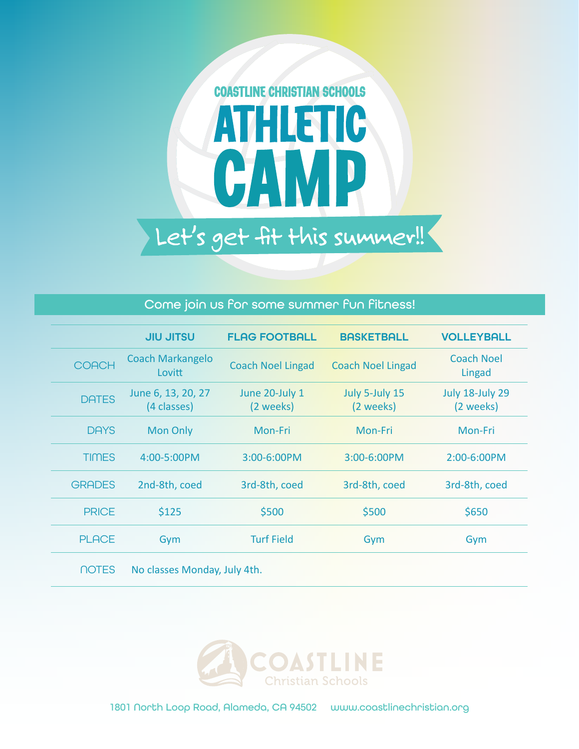COASTLINE CHRISTIAN SCHOOLS

# ATHLETIC CAMP

## Let's get fit this summer!!

Come join us for some summer fun fitness!

| | JIU JITSU | FLAG FOOTBALL | BASKETBALL | VOLLEYBALL |
|---|---|---|---|---|
| COACH | Coach Markangelo Lovitt | Coach Noel Lingad | Coach Noel Lingad | Coach Noel Lingad |
| DATES | June 6, 13, 20, 27 (4 classes) | June 20-July 1 (2 weeks) | July 5-July 15 (2 weeks) | July 18-July 29 (2 weeks) |
| DAYS | Mon Only | Mon-Fri | Mon-Fri | Mon-Fri |
| TIMES | 4:00-5:00PM | 3:00-6:00PM | 3:00-6:00PM | 2:00-6:00PM |
| GRADES | 2nd-8th, coed | 3rd-8th, coed | 3rd-8th, coed | 3rd-8th, coed |
| PRICE | $125 | $500 | $500 | $650 |
| PLACE | Gym | Turf Field | Gym | Gym |
| NOTES | No classes Monday, July 4th. | | | |

COASTLINE Christian Schools

1801 North Loop Road, Alameda, CA 94502 www.coastlinechristian.org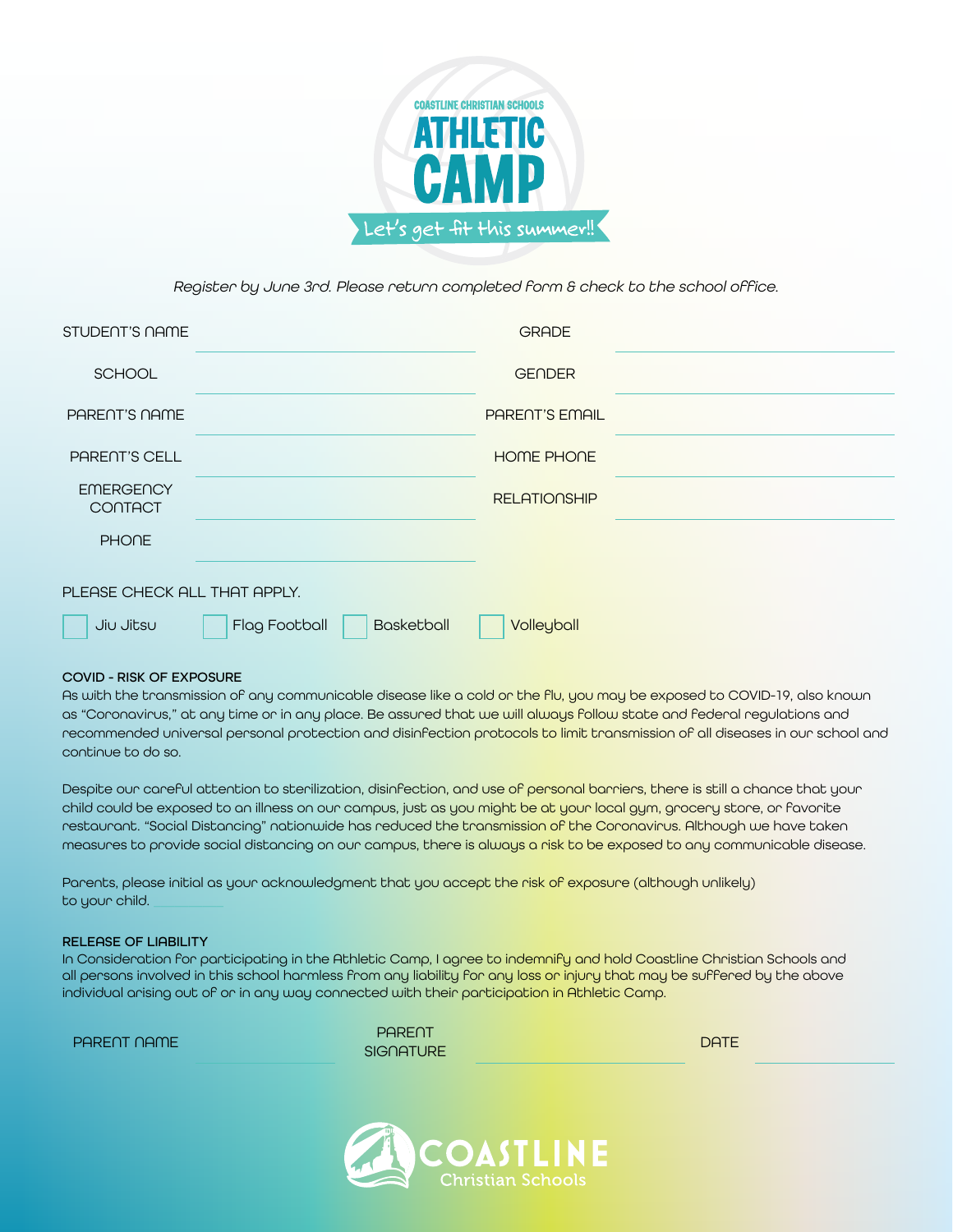COASTLINE CHRISTIAN SCHOOLS

# ATHLETIC CAMP

Let's get fit this summer!!

*Register by June 3rd. Please return completed form & check to the school office.*

| | | | |
|---|---|---|---|
| STUDENT'S NAME | | GRADE | |
| SCHOOL | | GENDER | |
| PARENT'S NAME | | PARENT'S EMAIL | |
| PARENT'S CELL | | HOME PHONE | |
| EMERGENCY CONTACT | | RELATIONSHIP | |
| PHONE | | | |

PLEASE CHECK ALL THAT APPLY.

☐ Jiu Jitsu ☐ Flag Football ☐ Basketball ☐ Volleyball

**COVID - RISK OF EXPOSURE**

As with the transmission of any communicable disease like a cold or the flu, you may be exposed to COVID-19, also known as "Coronavirus," at any time or in any place. Be assured that we will always follow state and federal regulations and recommended universal personal protection and disinfection protocols to limit transmission of all diseases in our school and continue to do so.

Despite our careful attention to sterilization, disinfection, and use of personal barriers, there is still a chance that your child could be exposed to an illness on our campus, just as you might be at your local gym, grocery store, or favorite restaurant. "Social Distancing" nationwide has reduced the transmission of the Coronavirus. Although we have taken measures to provide social distancing on our campus, there is always a risk to be exposed to any communicable disease.

Parents, please initial as your acknowledgment that you accept the risk of exposure (although unlikely) to your child. ________

**RELEASE OF LIABILITY**

In Consideration for participating in the Athletic Camp, I agree to indemnify and hold Coastline Christian Schools and all persons involved in this school harmless from any liability for any loss or injury that may be suffered by the above individual arising out of or in any way connected with their participation in Athletic Camp.

PARENT NAME ____________ PARENT SIGNATURE ____________ DATE ____________

COASTLINE Christian Schools